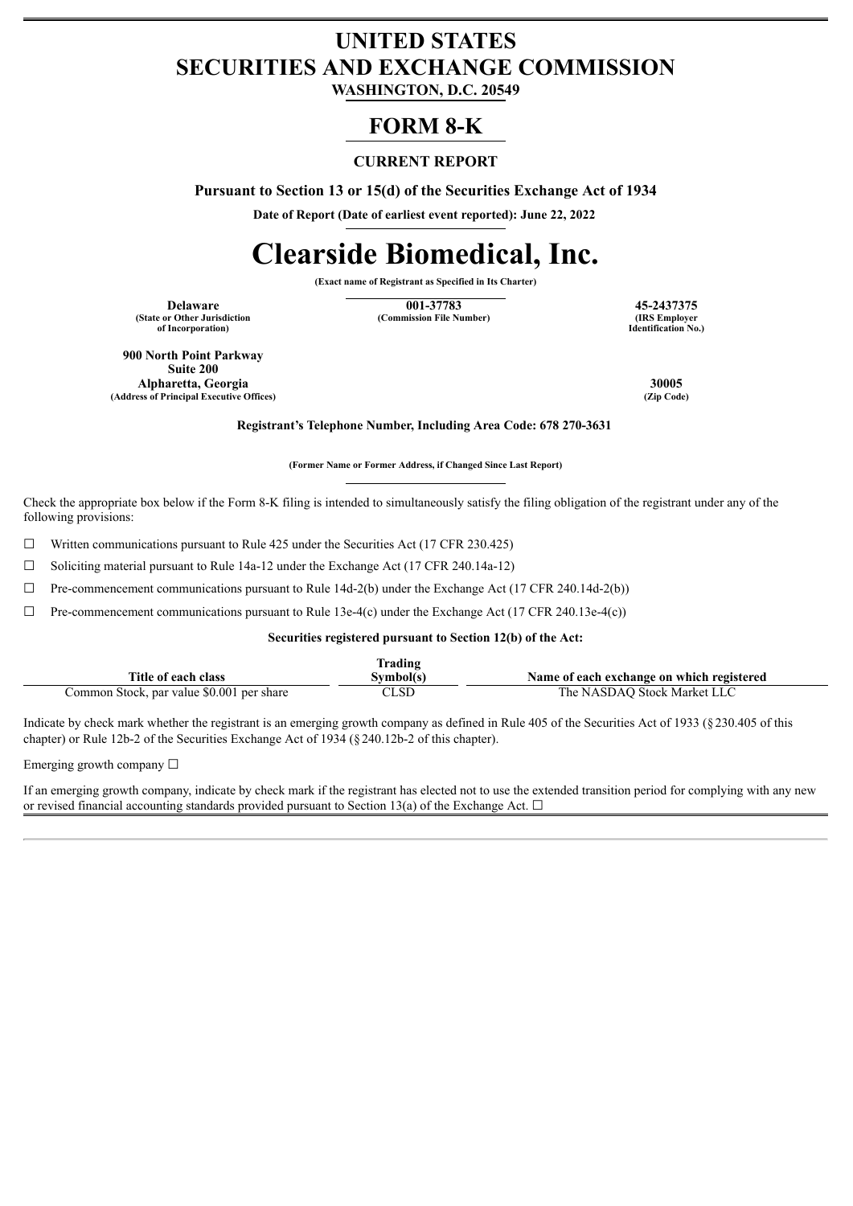# UNITED STATES
# SECURITIES AND EXCHANGE COMMISSION

**WASHINGTON, D.C. 20549**

## FORM 8-K

### CURRENT REPORT

**Pursuant to Section 13 or 15(d) of the Securities Exchange Act of 1934**

**Date of Report (Date of earliest event reported): June 22, 2022**

# Clearside Biomedical, Inc.

**(Exact name of Registrant as Specified in Its Charter)**

| **Delaware** | **001-37783** | **45-2437375** |
|---|---|---|
| **(State or Other Jurisdiction of Incorporation)** | **(Commission File Number)** | **(IRS Employer Identification No.)** |

| | |
|---|---|
| **900 North Point Parkway Suite 200 Alpharetta, Georgia** | **30005** |
| **(Address of Principal Executive Offices)** | **(Zip Code)** |

**Registrant's Telephone Number, Including Area Code: 678 270-3631**

**(Former Name or Former Address, if Changed Since Last Report)**

Check the appropriate box below if the Form 8-K filing is intended to simultaneously satisfy the filing obligation of the registrant under any of the following provisions:

☐ Written communications pursuant to Rule 425 under the Securities Act (17 CFR 230.425)

☐ Soliciting material pursuant to Rule 14a-12 under the Exchange Act (17 CFR 240.14a-12)

☐ Pre-commencement communications pursuant to Rule 14d-2(b) under the Exchange Act (17 CFR 240.14d-2(b))

☐ Pre-commencement communications pursuant to Rule 13e-4(c) under the Exchange Act (17 CFR 240.13e-4(c))

**Securities registered pursuant to Section 12(b) of the Act:**

| Title of each class | Trading Symbol(s) | Name of each exchange on which registered |
|---|---|---|
| Common Stock, par value $0.001 per share | CLSD | The NASDAQ Stock Market LLC |

Indicate by check mark whether the registrant is an emerging growth company as defined in Rule 405 of the Securities Act of 1933 (§230.405 of this chapter) or Rule 12b-2 of the Securities Exchange Act of 1934 (§240.12b-2 of this chapter).

Emerging growth company ☐

If an emerging growth company, indicate by check mark if the registrant has elected not to use the extended transition period for complying with any new or revised financial accounting standards provided pursuant to Section 13(a) of the Exchange Act. ☐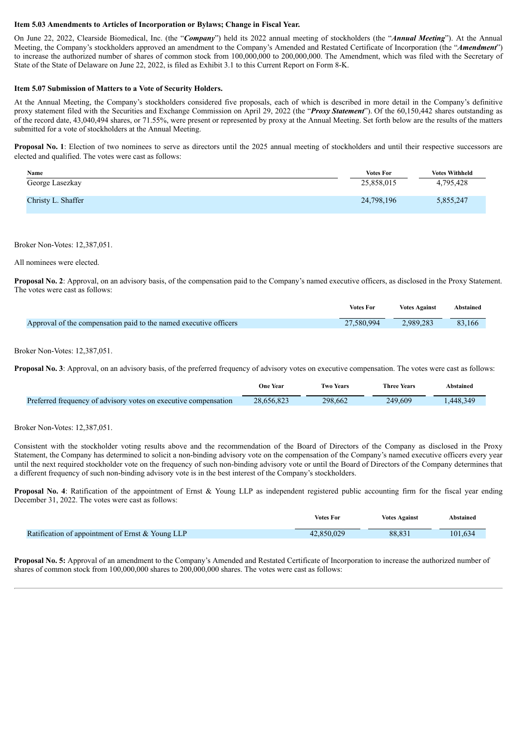**Item 5.03 Amendments to Articles of Incorporation or Bylaws; Change in Fiscal Year.**

On June 22, 2022, Clearside Biomedical, Inc. (the "***Company***") held its 2022 annual meeting of stockholders (the "***Annual Meeting***"). At the Annual Meeting, the Company's stockholders approved an amendment to the Company's Amended and Restated Certificate of Incorporation (the "***Amendment***") to increase the authorized number of shares of common stock from 100,000,000 to 200,000,000. The Amendment, which was filed with the Secretary of State of the State of Delaware on June 22, 2022, is filed as Exhibit 3.1 to this Current Report on Form 8-K.

**Item 5.07 Submission of Matters to a Vote of Security Holders.**

At the Annual Meeting, the Company's stockholders considered five proposals, each of which is described in more detail in the Company's definitive proxy statement filed with the Securities and Exchange Commission on April 29, 2022 (the "***Proxy Statement***"). Of the 60,150,442 shares outstanding as of the record date, 43,040,494 shares, or 71.55%, were present or represented by proxy at the Annual Meeting. Set forth below are the results of the matters submitted for a vote of stockholders at the Annual Meeting.

**Proposal No. 1**: Election of two nominees to serve as directors until the 2025 annual meeting of stockholders and until their respective successors are elected and qualified. The votes were cast as follows:

| Name | Votes For | Votes Withheld |
|---|---|---|
| George Lasezkay | 25,858,015 | 4,795,428 |
| Christy L. Shaffer | 24,798,196 | 5,855,247 |

Broker Non-Votes: 12,387,051.

All nominees were elected.

**Proposal No. 2**: Approval, on an advisory basis, of the compensation paid to the Company's named executive officers, as disclosed in the Proxy Statement. The votes were cast as follows:

| | Votes For | Votes Against | Abstained |
|---|---|---|---|
| Approval of the compensation paid to the named executive officers | 27,580,994 | 2,989,283 | 83,166 |

Broker Non-Votes: 12,387,051.

**Proposal No. 3**: Approval, on an advisory basis, of the preferred frequency of advisory votes on executive compensation. The votes were cast as follows:

| | One Year | Two Years | Three Years | Abstained |
|---|---|---|---|---|
| Preferred frequency of advisory votes on executive compensation | 28,656,823 | 298,662 | 249,609 | 1,448,349 |

Broker Non-Votes: 12,387,051.

Consistent with the stockholder voting results above and the recommendation of the Board of Directors of the Company as disclosed in the Proxy Statement, the Company has determined to solicit a non-binding advisory vote on the compensation of the Company's named executive officers every year until the next required stockholder vote on the frequency of such non-binding advisory vote or until the Board of Directors of the Company determines that a different frequency of such non-binding advisory vote is in the best interest of the Company's stockholders.

**Proposal No. 4**: Ratification of the appointment of Ernst & Young LLP as independent registered public accounting firm for the fiscal year ending December 31, 2022. The votes were cast as follows:

| | Votes For | Votes Against | Abstained |
|---|---|---|---|
| Ratification of appointment of Ernst & Young LLP | 42,850,029 | 88,831 | 101,634 |

**Proposal No. 5:** Approval of an amendment to the Company's Amended and Restated Certificate of Incorporation to increase the authorized number of shares of common stock from 100,000,000 shares to 200,000,000 shares. The votes were cast as follows: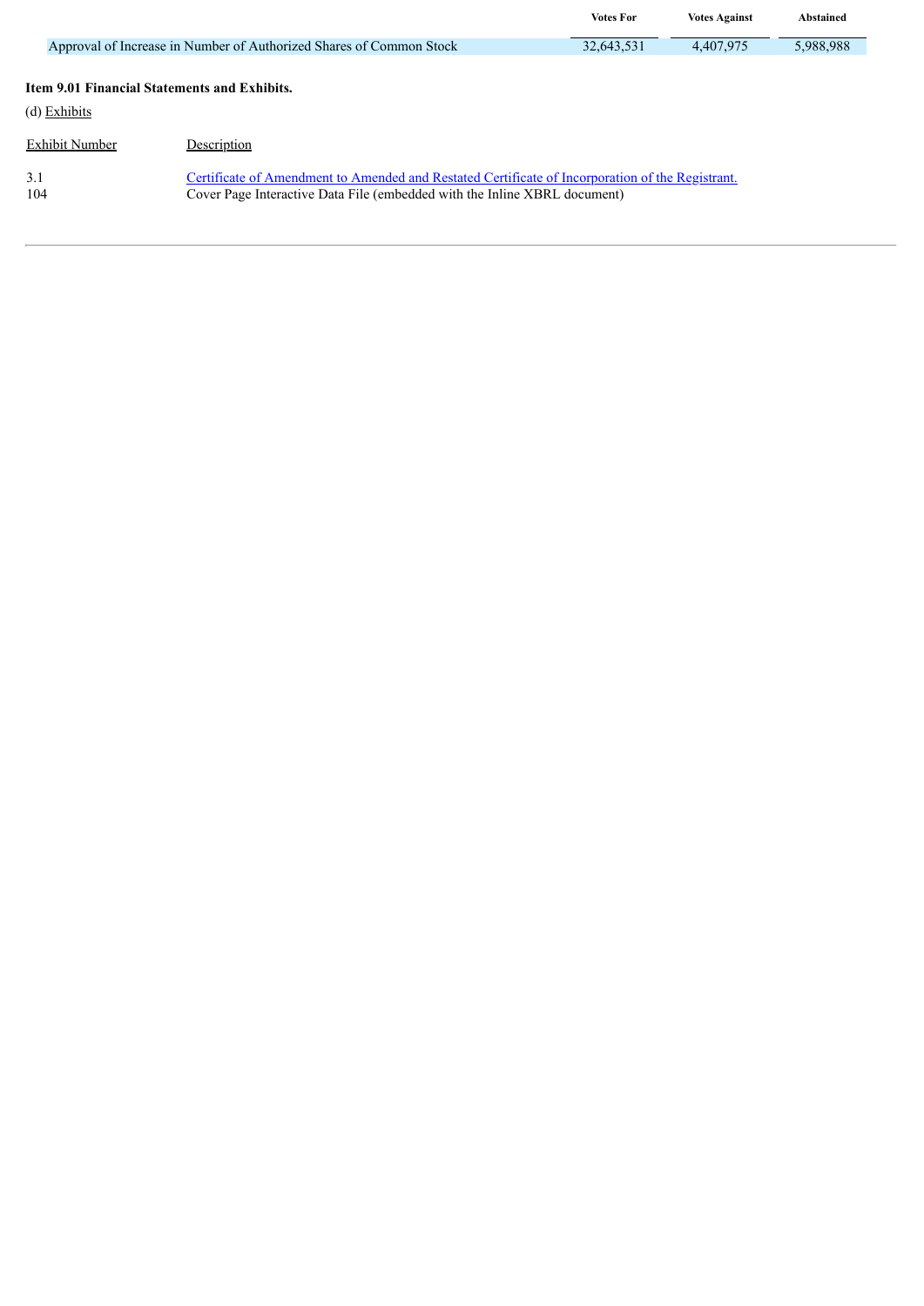| | Votes For | Votes Against | Abstained |
|---|---|---|---|
| Approval of Increase in Number of Authorized Shares of Common Stock | 32,643,531 | 4,407,975 | 5,988,988 |

**Item 9.01 Financial Statements and Exhibits.**

(d) Exhibits

| Exhibit Number | Description |
|---|---|
| 3.1 | Certificate of Amendment to Amended and Restated Certificate of Incorporation of the Registrant. |
| 104 | Cover Page Interactive Data File (embedded with the Inline XBRL document) |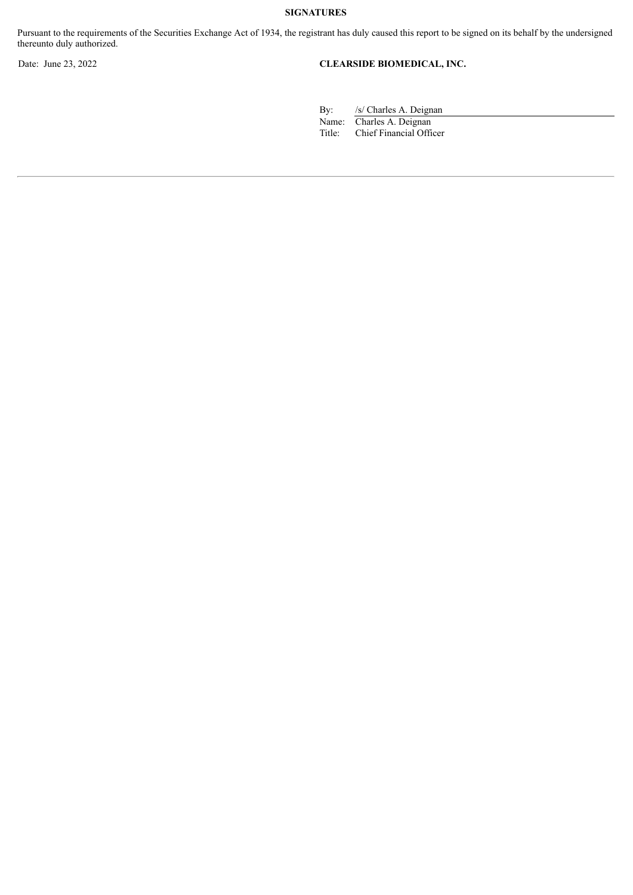**SIGNATURES**

Pursuant to the requirements of the Securities Exchange Act of 1934, the registrant has duly caused this report to be signed on its behalf by the undersigned thereunto duly authorized.

Date: June 23, 2022

**CLEARSIDE BIOMEDICAL, INC.**

By: /s/ Charles A. Deignan
Name: Charles A. Deignan
Title: Chief Financial Officer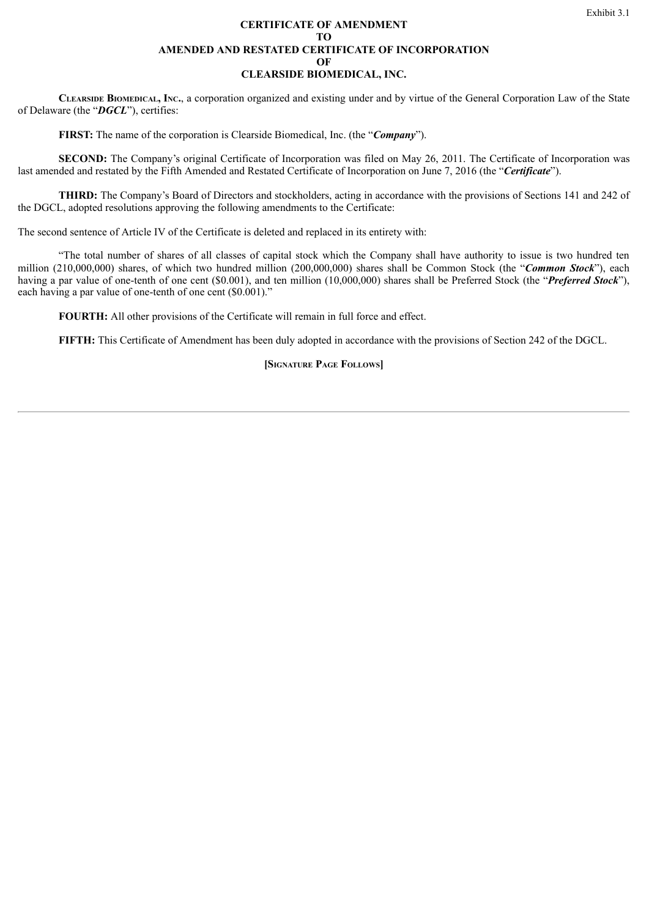Exhibit 3.1

**CERTIFICATE OF AMENDMENT**
**TO**
**AMENDED AND RESTATED CERTIFICATE OF INCORPORATION**
**OF**
**CLEARSIDE BIOMEDICAL, INC.**

**Clearside Biomedical, Inc.**, a corporation organized and existing under and by virtue of the General Corporation Law of the State of Delaware (the "***DGCL***"), certifies:

**FIRST:** The name of the corporation is Clearside Biomedical, Inc. (the "***Company***").

**SECOND:** The Company's original Certificate of Incorporation was filed on May 26, 2011. The Certificate of Incorporation was last amended and restated by the Fifth Amended and Restated Certificate of Incorporation on June 7, 2016 (the "***Certificate***").

**THIRD:** The Company's Board of Directors and stockholders, acting in accordance with the provisions of Sections 141 and 242 of the DGCL, adopted resolutions approving the following amendments to the Certificate:

The second sentence of Article IV of the Certificate is deleted and replaced in its entirety with:

"The total number of shares of all classes of capital stock which the Company shall have authority to issue is two hundred ten million (210,000,000) shares, of which two hundred million (200,000,000) shares shall be Common Stock (the "***Common Stock***"), each having a par value of one-tenth of one cent ($0.001), and ten million (10,000,000) shares shall be Preferred Stock (the "***Preferred Stock***"), each having a par value of one-tenth of one cent ($0.001)."

**FOURTH:** All other provisions of the Certificate will remain in full force and effect.

**FIFTH:** This Certificate of Amendment has been duly adopted in accordance with the provisions of Section 242 of the DGCL.

**[Signature Page Follows]**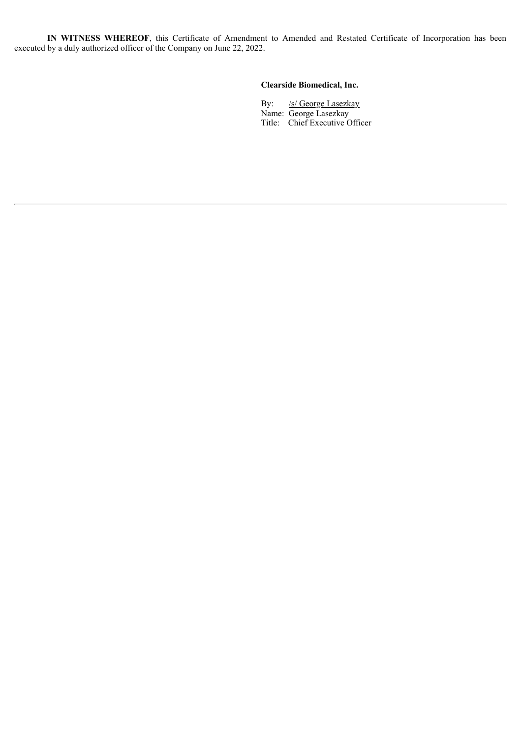**IN WITNESS WHEREOF**, this Certificate of Amendment to Amended and Restated Certificate of Incorporation has been executed by a duly authorized officer of the Company on June 22, 2022.

**Clearside Biomedical, Inc.**

By: /s/ George Lasezkay
Name: George Lasezkay
Title: Chief Executive Officer